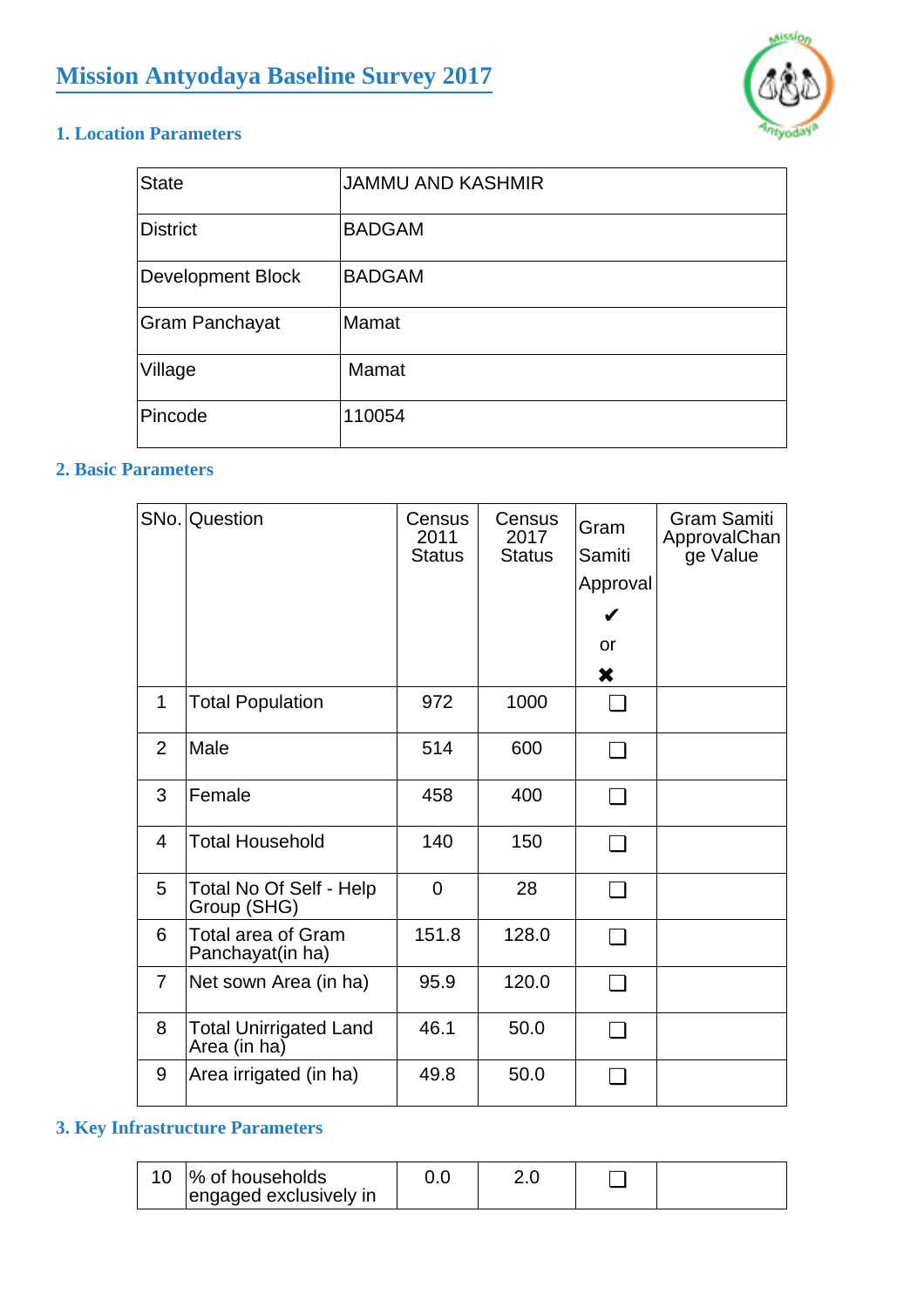# Mission Antyodaya Baseline Survey 2017

## 1. Location Parameters

| State | JAMMU AND KASHMIR |
|---|---|
| District | BADGAM |
| Development Block | BADGAM |
| Gram Panchayat | Mamat |
| Village | Mamat |
| Pincode | 110054 |

## 2. Basic Parameters

| SNo. | Question | Census 2011 Status | Census 2017 Status | Gram Samiti Approval ✔ or ✖ | Gram Samiti ApprovalChange Value |
|---|---|---|---|---|---|
| 1 | Total Population | 972 | 1000 | ☐ | |
| 2 | Male | 514 | 600 | ☐ | |
| 3 | Female | 458 | 400 | ☐ | |
| 4 | Total Household | 140 | 150 | ☐ | |
| 5 | Total No Of Self - Help Group (SHG) | 0 | 28 | ☐ | |
| 6 | Total area of Gram Panchayat(in ha) | 151.8 | 128.0 | ☐ | |
| 7 | Net sown Area (in ha) | 95.9 | 120.0 | ☐ | |
| 8 | Total Unirrigated Land Area (in ha) | 46.1 | 50.0 | ☐ | |
| 9 | Area irrigated (in ha) | 49.8 | 50.0 | ☐ | |

## 3. Key Infrastructure Parameters

| | | | | | |
|---|---|---|---|---|---|
| 10 | % of households engaged exclusively in | 0.0 | 2.0 | ☐ | |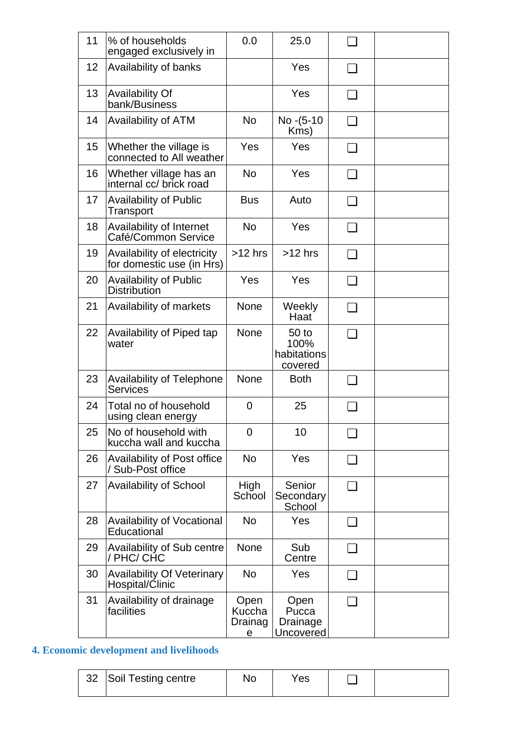| 11 | % of households engaged exclusively in | 0.0 | 25.0 | ☐ | |
|---|---|---|---|---|---|
| 12 | Availability of banks | | Yes | ☐ | |
| 13 | Availability Of bank/Business | | Yes | ☐ | |
| 14 | Availability of ATM | No | No -(5-10 Kms) | ☐ | |
| 15 | Whether the village is connected to All weather | Yes | Yes | ☐ | |
| 16 | Whether village has an internal cc/ brick road | No | Yes | ☐ | |
| 17 | Availability of Public Transport | Bus | Auto | ☐ | |
| 18 | Availability of Internet Café/Common Service | No | Yes | ☐ | |
| 19 | Availability of electricity for domestic use (in Hrs) | >12 hrs | >12 hrs | ☐ | |
| 20 | Availability of Public Distribution | Yes | Yes | ☐ | |
| 21 | Availability of markets | None | Weekly Haat | ☐ | |
| 22 | Availability of Piped tap water | None | 50 to 100% habitations covered | ☐ | |
| 23 | Availability of Telephone Services | None | Both | ☐ | |
| 24 | Total no of household using clean energy | 0 | 25 | ☐ | |
| 25 | No of household with kuccha wall and kuccha | 0 | 10 | ☐ | |
| 26 | Availability of Post office / Sub-Post office | No | Yes | ☐ | |
| 27 | Availability of School | High School | Senior Secondary School | ☐ | |
| 28 | Availability of Vocational Educational | No | Yes | ☐ | |
| 29 | Availability of Sub centre / PHC/ CHC | None | Sub Centre | ☐ | |
| 30 | Availability Of Veterinary Hospital/Clinic | No | Yes | ☐ | |
| 31 | Availability of drainage facilities | Open Kuccha Drainage | Open Pucca Drainage Uncovered | ☐ | |

## 4. Economic development and livelihoods

| 32 | Soil Testing centre | No | Yes | ☐ | |
|---|---|---|---|---|---|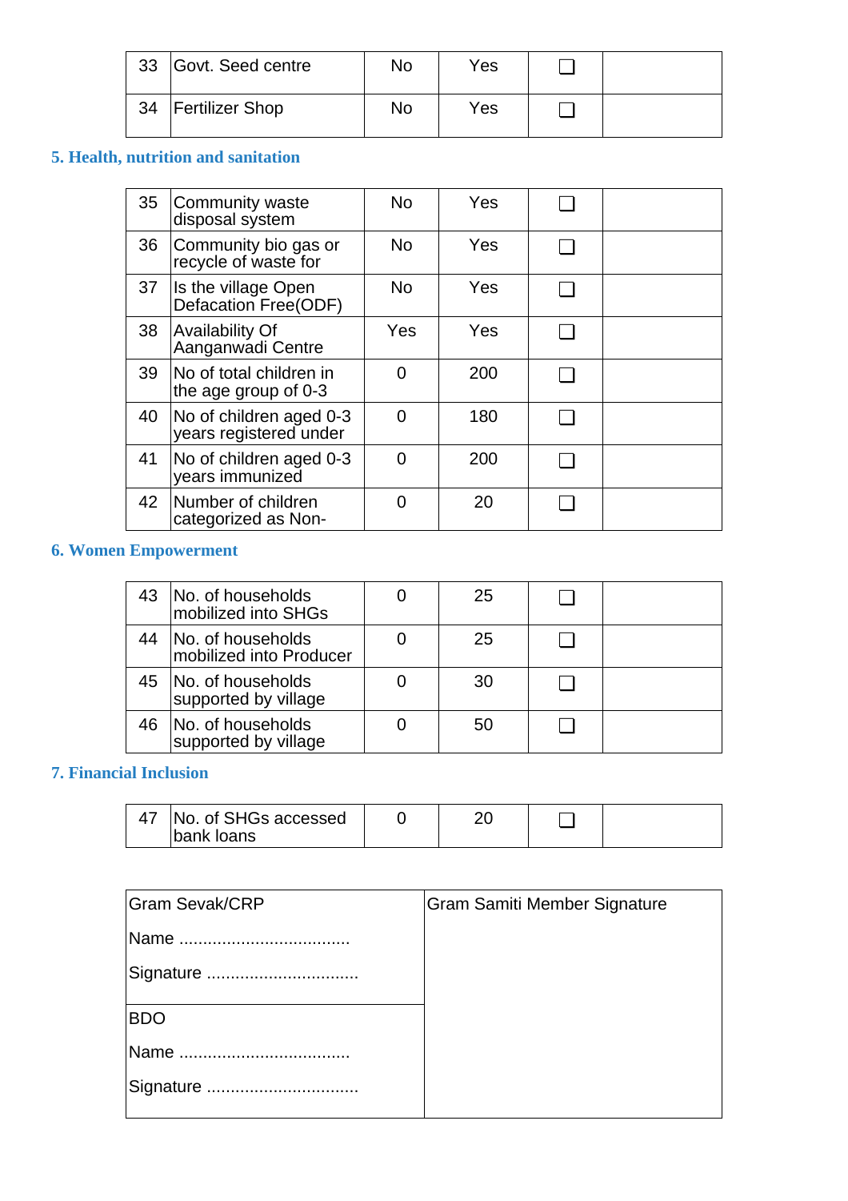| | | | | | |
|---|---|---|---|---|---|
| 33 | Govt. Seed centre | No | Yes | ☐ | |
| 34 | Fertilizer Shop | No | Yes | ☐ | |

### 5. Health, nutrition and sanitation

| | | | | | |
|---|---|---|---|---|---|
| 35 | Community waste disposal system | No | Yes | ☐ | |
| 36 | Community bio gas or recycle of waste for | No | Yes | ☐ | |
| 37 | Is the village Open Defacation Free(ODF) | No | Yes | ☐ | |
| 38 | Availability Of Aanganwadi Centre | Yes | Yes | ☐ | |
| 39 | No of total children in the age group of 0-3 | 0 | 200 | ☐ | |
| 40 | No of children aged 0-3 years registered under | 0 | 180 | ☐ | |
| 41 | No of children aged 0-3 years immunized | 0 | 200 | ☐ | |
| 42 | Number of children categorized as Non- | 0 | 20 | ☐ | |

### 6. Women Empowerment

| | | | | | |
|---|---|---|---|---|---|
| 43 | No. of households mobilized into SHGs | 0 | 25 | ☐ | |
| 44 | No. of households mobilized into Producer | 0 | 25 | ☐ | |
| 45 | No. of households supported by village | 0 | 30 | ☐ | |
| 46 | No. of households supported by village | 0 | 50 | ☐ | |

### 7. Financial Inclusion

| | | | | | |
|---|---|---|---|---|---|
| 47 | No. of SHGs accessed bank loans | 0 | 20 | ☐ | |

| | |
|---|---|
| Gram Sevak/CRP<br>Name ...................................<br>Signature ............................... | Gram Samiti Member Signature |
| BDO<br>Name ...................................<br>Signature ............................... | |